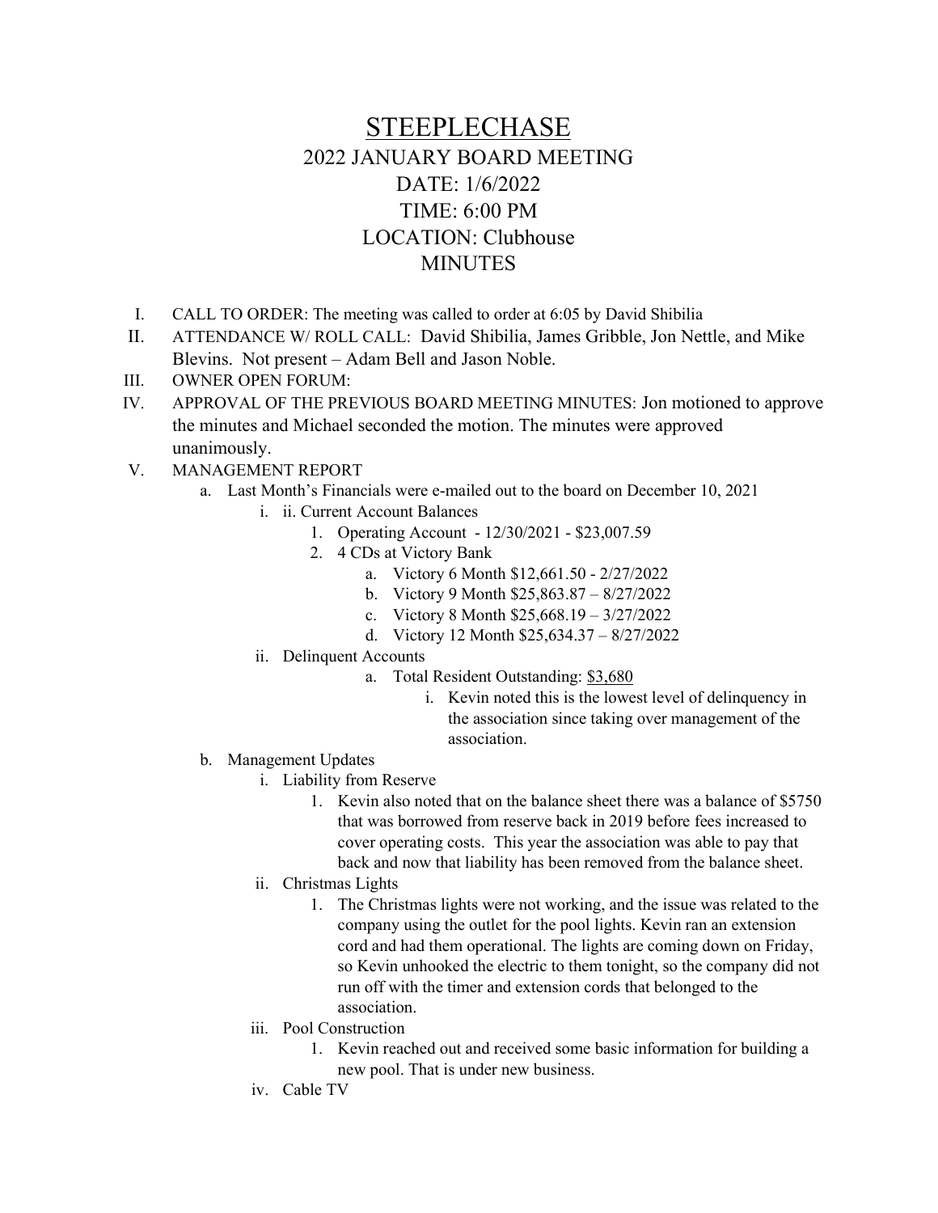# STEEPLECHASE

## 2022 JANUARY BOARD MEETING

## DATE: 1/6/2022

## TIME: 6:00 PM

## LOCATION: Clubhouse

## MINUTES

I. CALL TO ORDER: The meeting was called to order at 6:05 by David Shibilia

II. ATTENDANCE W/ ROLL CALL: David Shibilia, James Gribble, Jon Nettle, and Mike Blevins. Not present – Adam Bell and Jason Noble.

III. OWNER OPEN FORUM:

IV. APPROVAL OF THE PREVIOUS BOARD MEETING MINUTES: Jon motioned to approve the minutes and Michael seconded the motion. The minutes were approved unanimously.

V. MANAGEMENT REPORT

   a. Last Month's Financials were e-mailed out to the board on December 10, 2021

      i. ii. Current Account Balances

         1. Operating Account - 12/30/2021 - $23,007.59
         2. 4 CDs at Victory Bank
            a. Victory 6 Month $12,661.50 - 2/27/2022
            b. Victory 9 Month $25,863.87 – 8/27/2022
            c. Victory 8 Month $25,668.19 – 3/27/2022
            d. Victory 12 Month $25,634.37 – 8/27/2022

      ii. Delinquent Accounts

         a. Total Resident Outstanding: $3,680
            i. Kevin noted this is the lowest level of delinquency in the association since taking over management of the association.

   b. Management Updates

      i. Liability from Reserve

         1. Kevin also noted that on the balance sheet there was a balance of $5750 that was borrowed from reserve back in 2019 before fees increased to cover operating costs. This year the association was able to pay that back and now that liability has been removed from the balance sheet.

      ii. Christmas Lights

         1. The Christmas lights were not working, and the issue was related to the company using the outlet for the pool lights. Kevin ran an extension cord and had them operational. The lights are coming down on Friday, so Kevin unhooked the electric to them tonight, so the company did not run off with the timer and extension cords that belonged to the association.

      iii. Pool Construction

         1. Kevin reached out and received some basic information for building a new pool. That is under new business.

      iv. Cable TV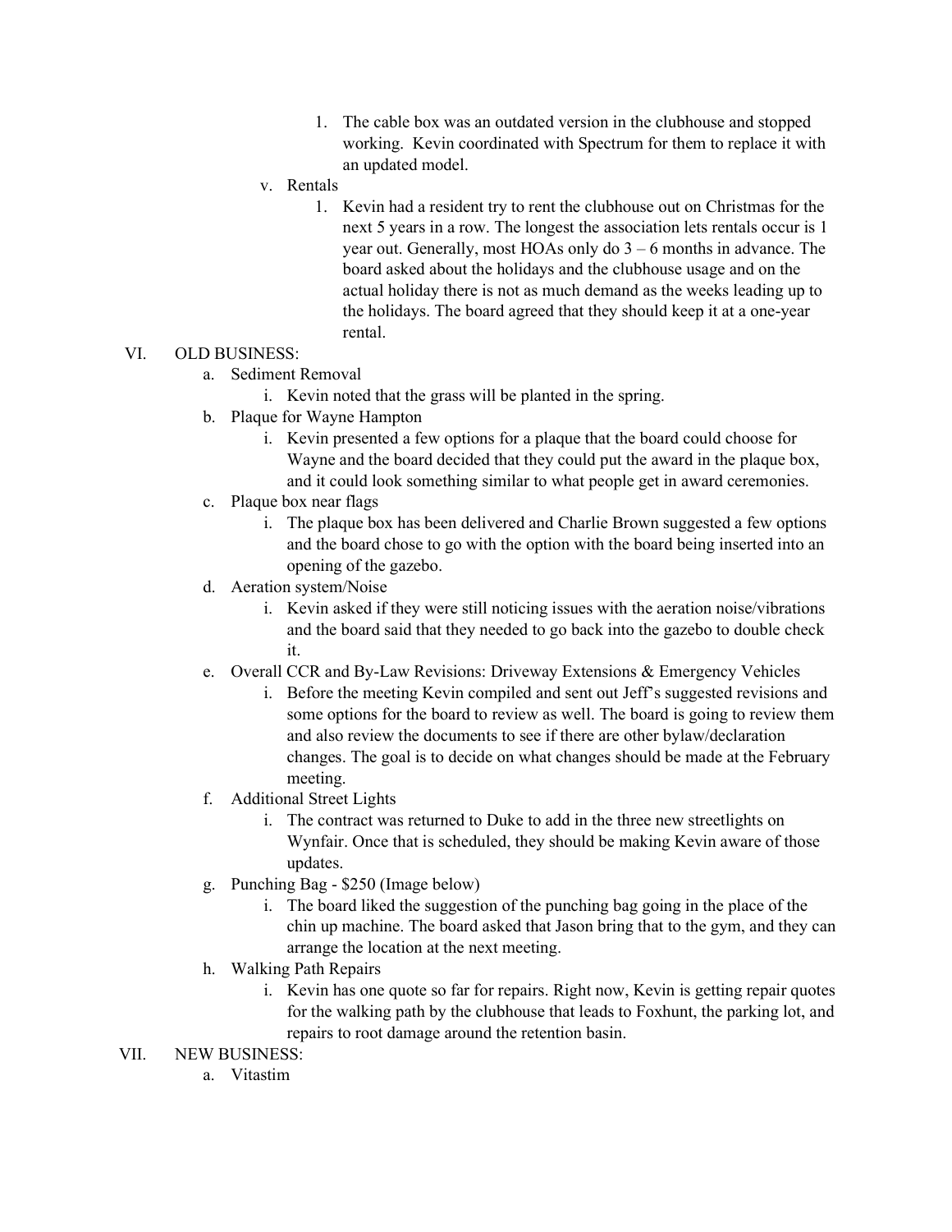1. The cable box was an outdated version in the clubhouse and stopped working. Kevin coordinated with Spectrum for them to replace it with an updated model.

v. Rentals

1. Kevin had a resident try to rent the clubhouse out on Christmas for the next 5 years in a row. The longest the association lets rentals occur is 1 year out. Generally, most HOAs only do 3 – 6 months in advance. The board asked about the holidays and the clubhouse usage and on the actual holiday there is not as much demand as the weeks leading up to the holidays. The board agreed that they should keep it at a one-year rental.

VI. OLD BUSINESS:

a. Sediment Removal

i. Kevin noted that the grass will be planted in the spring.

b. Plaque for Wayne Hampton

i. Kevin presented a few options for a plaque that the board could choose for Wayne and the board decided that they could put the award in the plaque box, and it could look something similar to what people get in award ceremonies.

c. Plaque box near flags

i. The plaque box has been delivered and Charlie Brown suggested a few options and the board chose to go with the option with the board being inserted into an opening of the gazebo.

d. Aeration system/Noise

i. Kevin asked if they were still noticing issues with the aeration noise/vibrations and the board said that they needed to go back into the gazebo to double check it.

e. Overall CCR and By-Law Revisions: Driveway Extensions & Emergency Vehicles

i. Before the meeting Kevin compiled and sent out Jeff's suggested revisions and some options for the board to review as well. The board is going to review them and also review the documents to see if there are other bylaw/declaration changes. The goal is to decide on what changes should be made at the February meeting.

f. Additional Street Lights

i. The contract was returned to Duke to add in the three new streetlights on Wynfair. Once that is scheduled, they should be making Kevin aware of those updates.

g. Punching Bag - $250 (Image below)

i. The board liked the suggestion of the punching bag going in the place of the chin up machine. The board asked that Jason bring that to the gym, and they can arrange the location at the next meeting.

h. Walking Path Repairs

i. Kevin has one quote so far for repairs. Right now, Kevin is getting repair quotes for the walking path by the clubhouse that leads to Foxhunt, the parking lot, and repairs to root damage around the retention basin.

VII. NEW BUSINESS:

a. Vitastim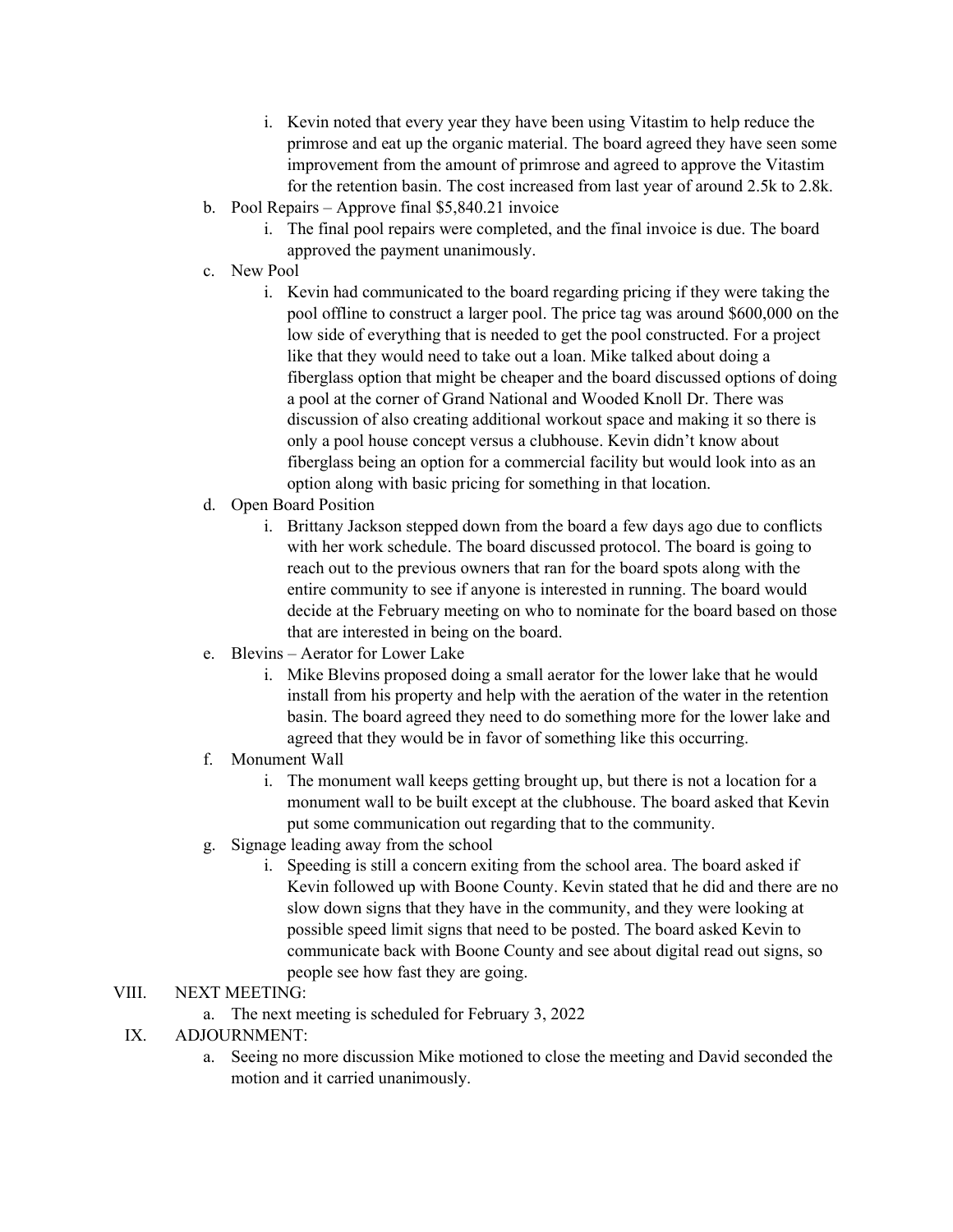- i. Kevin noted that every year they have been using Vitastim to help reduce the primrose and eat up the organic material. The board agreed they have seen some improvement from the amount of primrose and agreed to approve the Vitastim for the retention basin. The cost increased from last year of around 2.5k to 2.8k.
- b. Pool Repairs – Approve final $5,840.21 invoice
   - i. The final pool repairs were completed, and the final invoice is due. The board approved the payment unanimously.
- c. New Pool
   - i. Kevin had communicated to the board regarding pricing if they were taking the pool offline to construct a larger pool. The price tag was around $600,000 on the low side of everything that is needed to get the pool constructed. For a project like that they would need to take out a loan. Mike talked about doing a fiberglass option that might be cheaper and the board discussed options of doing a pool at the corner of Grand National and Wooded Knoll Dr. There was discussion of also creating additional workout space and making it so there is only a pool house concept versus a clubhouse. Kevin didn't know about fiberglass being an option for a commercial facility but would look into as an option along with basic pricing for something in that location.
- d. Open Board Position
   - i. Brittany Jackson stepped down from the board a few days ago due to conflicts with her work schedule. The board discussed protocol. The board is going to reach out to the previous owners that ran for the board spots along with the entire community to see if anyone is interested in running. The board would decide at the February meeting on who to nominate for the board based on those that are interested in being on the board.
- e. Blevins – Aerator for Lower Lake
   - i. Mike Blevins proposed doing a small aerator for the lower lake that he would install from his property and help with the aeration of the water in the retention basin. The board agreed they need to do something more for the lower lake and agreed that they would be in favor of something like this occurring.
- f. Monument Wall
   - i. The monument wall keeps getting brought up, but there is not a location for a monument wall to be built except at the clubhouse. The board asked that Kevin put some communication out regarding that to the community.
- g. Signage leading away from the school
   - i. Speeding is still a concern exiting from the school area. The board asked if Kevin followed up with Boone County. Kevin stated that he did and there are no slow down signs that they have in the community, and they were looking at possible speed limit signs that need to be posted. The board asked Kevin to communicate back with Boone County and see about digital read out signs, so people see how fast they are going.

VIII. NEXT MEETING:

- a. The next meeting is scheduled for February 3, 2022

IX. ADJOURNMENT:

- a. Seeing no more discussion Mike motioned to close the meeting and David seconded the motion and it carried unanimously.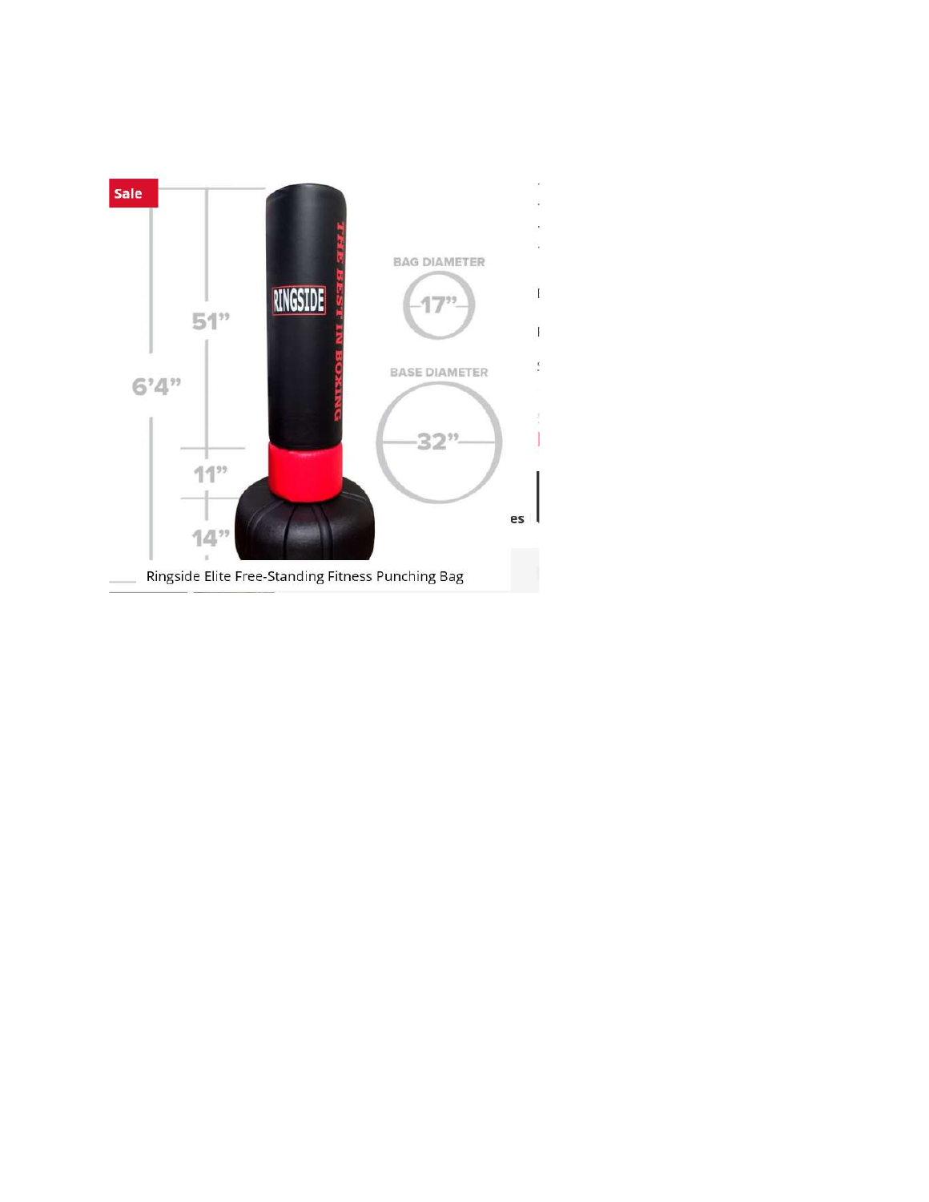Sale

51"

6'4"

11"

14"

BAG DIAMETER

17"

BASE DIAMETER

32"

RINGSIDE

THE BEST IN BOXING

Ringside Elite Free-Standing Fitness Punching Bag